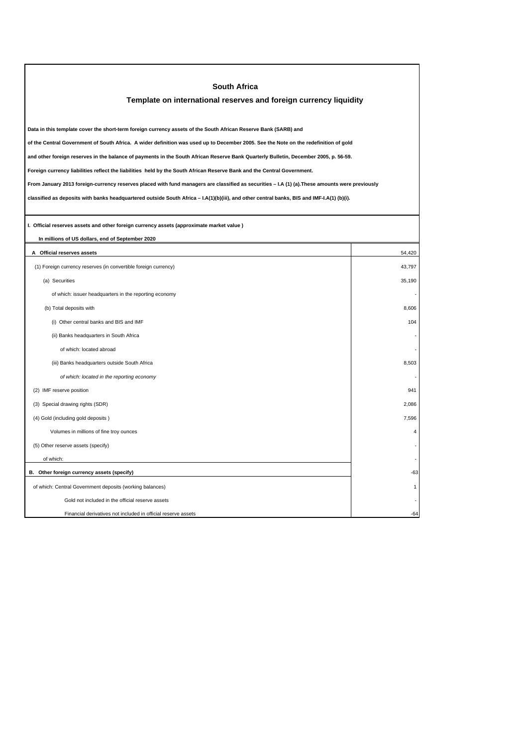# South Africa

## Template on international reserves and foreign currency liquidity

**Data in this template cover the short-term foreign currency assets of the South African Reserve Bank (SARB) and**

**of the Central Government of South Africa. A wider definition was used up to December 2005. See the Note on the redefinition of gold**

**and other foreign reserves in the balance of payments in the South African Reserve Bank Quarterly Bulletin, December 2005, p. 56-59.**

**Foreign currency liabilities reflect the liabilities held by the South African Reserve Bank and the Central Government.**

**From January 2013 foreign-currency reserves placed with fund managers are classified as securities – I.A (1) (a).These amounts were previously**

**classified as deposits with banks headquartered outside South Africa – I.A(1)(b)(iii), and other central banks, BIS and IMF-I.A(1) (b)(i).**

**I. Official reserves assets and other foreign currency assets (approximate market value )**

**In millions of US dollars, end of September 2020**

| | |
|---|---|
| **A Official reserves assets** | 54,420 |
| (1) Foreign currency reserves (in convertible foreign currency) | 43,797 |
| (a) Securities | 35,190 |
| of which: issuer headquarters in the reporting economy | - |
| (b) Total deposits with | 8,606 |
| (i) Other central banks and BIS and IMF | 104 |
| (ii) Banks headquarters in South Africa | - |
| of which: located abroad | - |
| (iii) Banks headquarters outside South Africa | 8,503 |
| *of which: located in the reporting economy* | - |
| (2) IMF reserve position | 941 |
| (3) Special drawing rights (SDR) | 2,086 |
| (4) Gold (including gold deposits ) | 7,596 |
| Volumes in millions of fine troy ounces | 4 |
| (5) Other reserve assets (specify) | - |
| of which: | - |
| **B. Other foreign currency assets (specify)** | -63 |
| of which: Central Government deposits (working balances) | 1 |
| Gold not included in the official reserve assets | - |
| Financial derivatives not included in official reserve assets | -64 |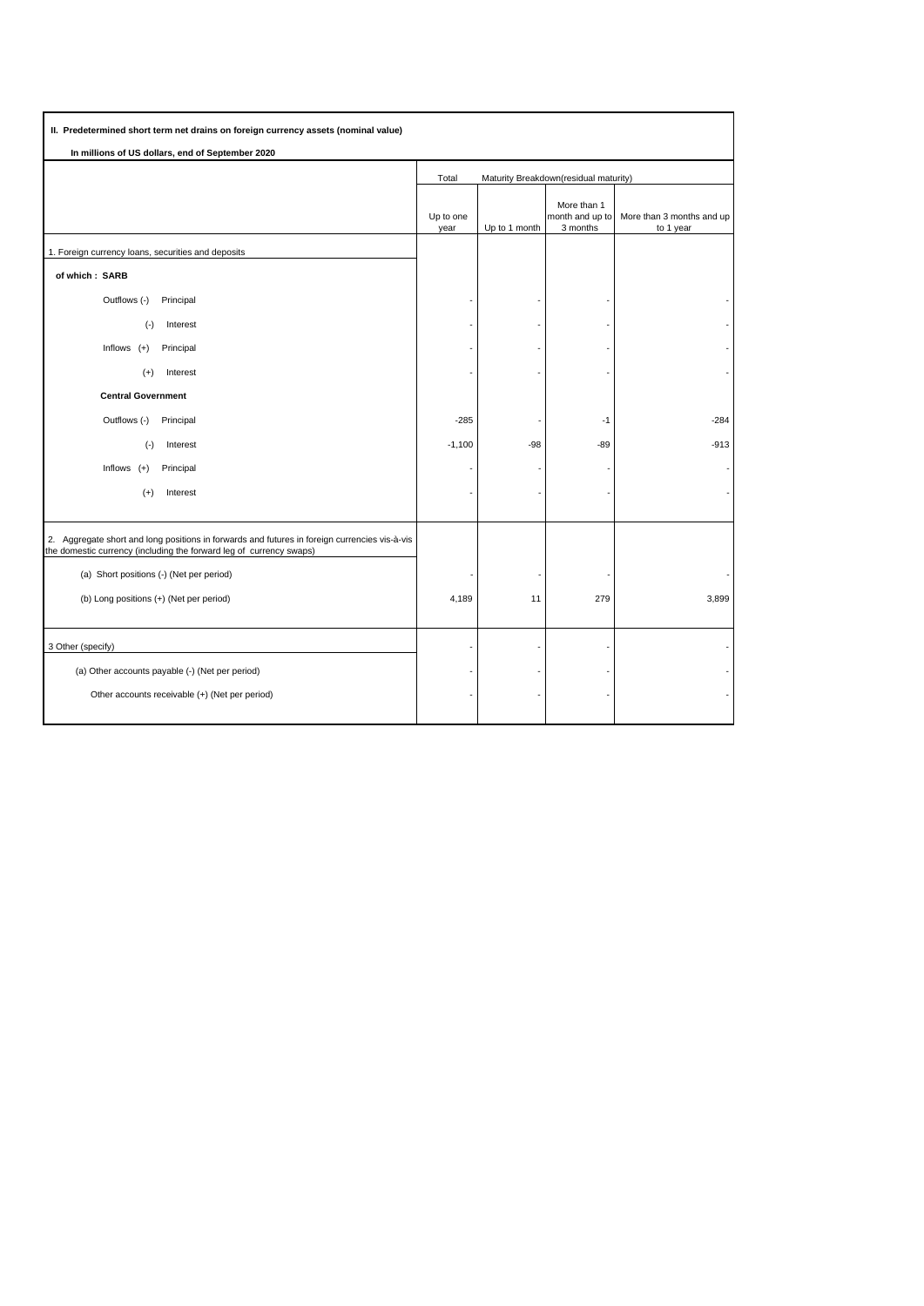**II. Predetermined short term net drains on foreign currency assets (nominal value)**

**In millions of US dollars, end of September 2020**

| | Total | Maturity Breakdown(residual maturity) | | |
|---|---|---|---|---|
| | Up to one year | Up to 1 month | More than 1 month and up to 3 months | More than 3 months and up to 1 year |
| 1. Foreign currency loans, securities and deposits | | | | |
| **of which : SARB** | | | | |
| Outflows (-) Principal | - | - | - | - |
| (-) Interest | - | - | - | - |
| Inflows (+) Principal | - | - | - | - |
| (+) Interest | - | - | - | - |
| **Central Government** | | | | |
| Outflows (-) Principal | -285 | - | -1 | -284 |
| (-) Interest | -1,100 | -98 | -89 | -913 |
| Inflows (+) Principal | - | - | - | - |
| (+) Interest | - | - | - | - |
| 2. Aggregate short and long positions in forwards and futures in foreign currencies vis-à-vis the domestic currency (including the forward leg of currency swaps) | | | | |
| (a) Short positions (-) (Net per period) | - | - | - | - |
| (b) Long positions (+) (Net per period) | 4,189 | 11 | 279 | 3,899 |
| 3 Other (specify) | - | - | - | - |
| (a) Other accounts payable (-) (Net per period) | - | - | - | - |
| Other accounts receivable (+) (Net per period) | - | - | - | - |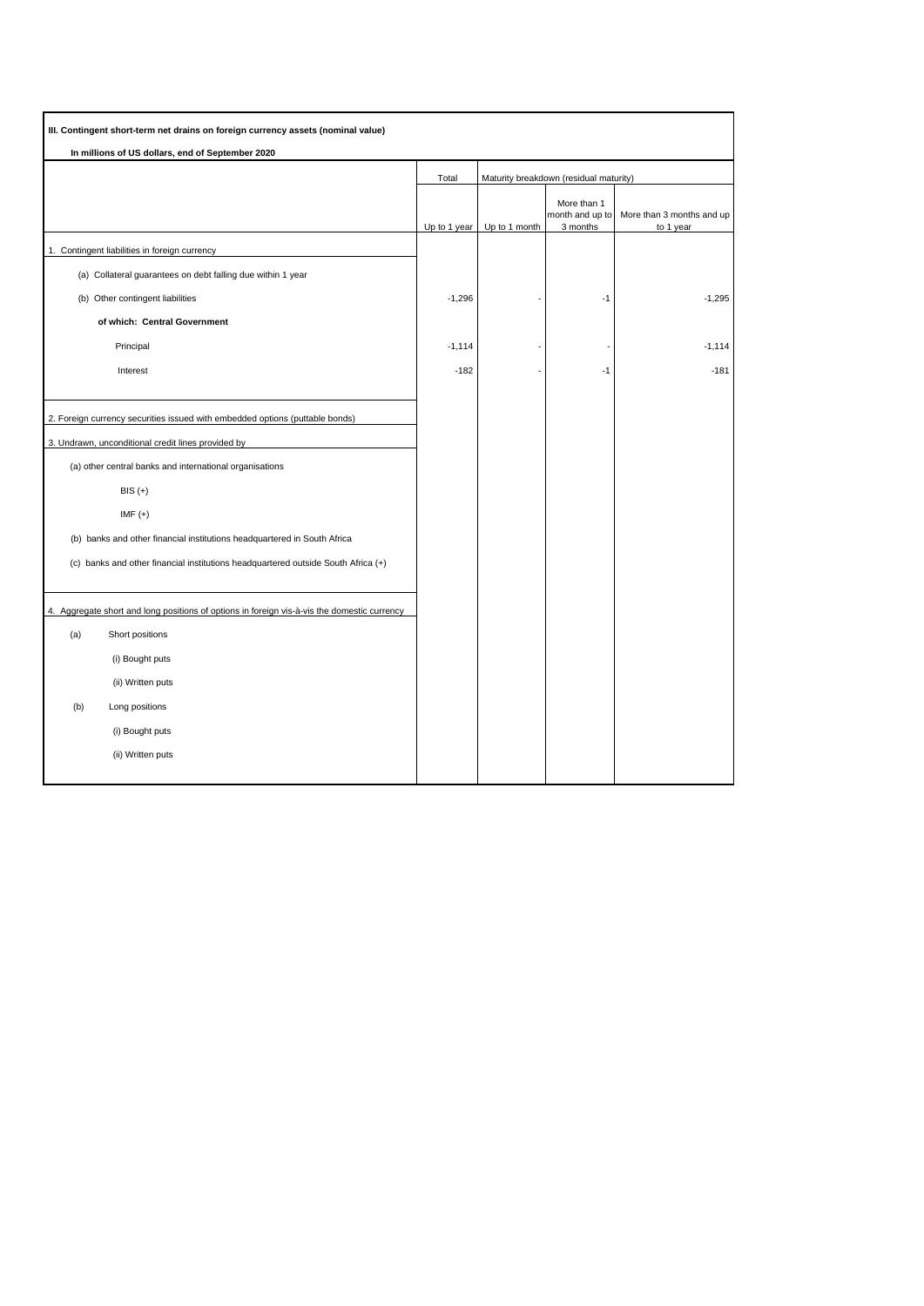**III. Contingent short-term net drains on foreign currency assets (nominal value)**

**In millions of US dollars, end of September 2020**

| | Total | Maturity breakdown (residual maturity) | | |
|---|---|---|---|---|
| | Up to 1 year | Up to 1 month | More than 1 month and up to 3 months | More than 3 months and up to 1 year |
| 1. Contingent liabilities in foreign currency | | | | |
| (a) Collateral guarantees on debt falling due within 1 year | | | | |
| (b) Other contingent liabilities | -1,296 | - | -1 | -1,295 |
| **of which: Central Government** | | | | |
| Principal | -1,114 | - | - | -1,114 |
| Interest | -182 | - | -1 | -181 |
| 2. Foreign currency securities issued with embedded options (puttable bonds) | | | | |
| 3. Undrawn, unconditional credit lines provided by | | | | |
| (a) other central banks and international organisations | | | | |
| BIS (+) | | | | |
| IMF (+) | | | | |
| (b) banks and other financial institutions headquartered in South Africa | | | | |
| (c) banks and other financial institutions headquartered outside South Africa (+) | | | | |
| 4. Aggregate short and long positions of options in foreign vis-à-vis the domestic currency | | | | |
| (a) Short positions | | | | |
| (i) Bought puts | | | | |
| (ii) Written puts | | | | |
| (b) Long positions | | | | |
| (i) Bought puts | | | | |
| (ii) Written puts | | | | |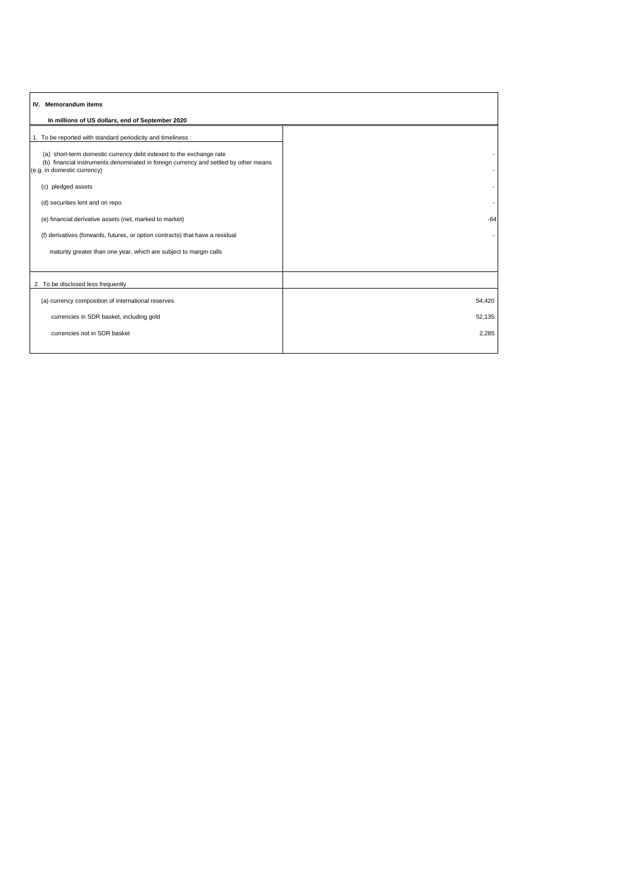| IV. Memorandum items | |
|---|---|
| **In millions of US dollars, end of September 2020** | |
| 1. To be reported with standard periodicity and timeliness : | |
| (a) short-term domestic currency debt indexed to the exchange rate | - |
| (b) financial instruments denominated in foreign currency and settled by other means (e.g. in domestic currency) | - |
| (c) pledged assets | - |
| (d) securities lent and on repo | - |
| (e) financial derivative assets (net, marked to market) | -64 |
| (f) derivatives (forwards, futures, or option contracts) that have a residual maturity greater than one year, which are subject to margin calls | - |
| 2. To be disclosed less frequently | |
| (a) currency composition of international reserves | 54,420 |
| currencies in SDR basket, including gold | 52,135 |
| currencies not in SDR basket | 2,285 |